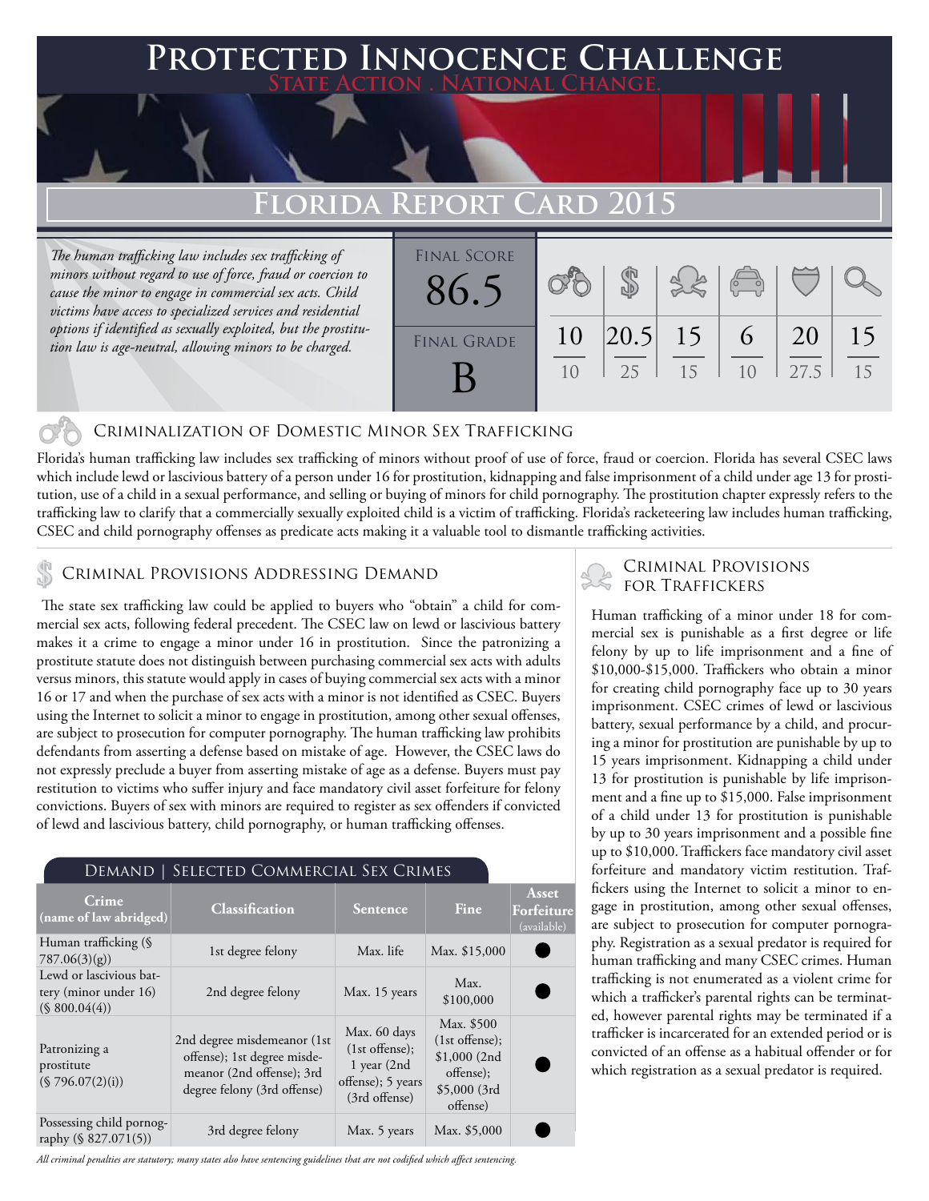# Protected Innocence Challenge

**State Action . National Change.**

## Florida Report Card 2015

*The human trafficking law includes sex trafficking of minors without regard to use of force, fraud or coercion to cause the minor to engage in commercial sex acts. Child victims have access to specialized services and residential options if identified as sexually exploited, but the prostitution law is age-neutral, allowing minors to be charged.*

| Final Score | Final Grade |
|---|---|
| 86.5 | B |

| Criminalization of DMST | Demand | Traffickers | Facilitators | Protective Provisions | Criminal Justice Tools |
|---|---|---|---|---|---|
| 10/10 | 20.5/25 | 15/15 | 6/10 | 20/27.5 | 15/15 |

### Criminalization of Domestic Minor Sex Trafficking

Florida's human trafficking law includes sex trafficking of minors without proof of use of force, fraud or coercion. Florida has several CSEC laws which include lewd or lascivious battery of a person under 16 for prostitution, kidnapping and false imprisonment of a child under age 13 for prostitution, use of a child in a sexual performance, and selling or buying of minors for child pornography. The prostitution chapter expressly refers to the trafficking law to clarify that a commercially sexually exploited child is a victim of trafficking. Florida's racketeering law includes human trafficking, CSEC and child pornography offenses as predicate acts making it a valuable tool to dismantle trafficking activities.

### Criminal Provisions Addressing Demand

The state sex trafficking law could be applied to buyers who "obtain" a child for commercial sex acts, following federal precedent. The CSEC law on lewd or lascivious battery makes it a crime to engage a minor under 16 in prostitution. Since the patronizing a prostitute statute does not distinguish between purchasing commercial sex acts with adults versus minors, this statute would apply in cases of buying commercial sex acts with a minor 16 or 17 and when the purchase of sex acts with a minor is not identified as CSEC. Buyers using the Internet to solicit a minor to engage in prostitution, among other sexual offenses, are subject to prosecution for computer pornography. The human trafficking law prohibits defendants from asserting a defense based on mistake of age. However, the CSEC laws do not expressly preclude a buyer from asserting mistake of age as a defense. Buyers must pay restitution to victims who suffer injury and face mandatory civil asset forfeiture for felony convictions. Buyers of sex with minors are required to register as sex offenders if convicted of lewd and lascivious battery, child pornography, or human trafficking offenses.

#### Demand | Selected Commercial Sex Crimes

| Crime (name of law abridged) | Classification | Sentence | Fine | Asset Forfeiture (available) |
|---|---|---|---|---|
| Human trafficking (§ 787.06(3)(g)) | 1st degree felony | Max. life | Max. $15,000 | ● |
| Lewd or lascivious battery (minor under 16) (§ 800.04(4)) | 2nd degree felony | Max. 15 years | Max. $100,000 | ● |
| Patronizing a prostitute (§ 796.07(2)(i)) | 2nd degree misdemeanor (1st offense); 1st degree misdemeanor (2nd offense); 3rd degree felony (3rd offense) | Max. 60 days (1st offense); 1 year (2nd offense); 5 years (3rd offense) | Max. $500 (1st offense); $1,000 (2nd offense); $5,000 (3rd offense) | ● |
| Possessing child pornography (§ 827.071(5)) | 3rd degree felony | Max. 5 years | Max. $5,000 | ● |

*All criminal penalties are statutory; many states also have sentencing guidelines that are not codified which affect sentencing.*

### Criminal Provisions for Traffickers

Human trafficking of a minor under 18 for commercial sex is punishable as a first degree or life felony by up to life imprisonment and a fine of $10,000-$15,000. Traffickers who obtain a minor for creating child pornography face up to 30 years imprisonment. CSEC crimes of lewd or lascivious battery, sexual performance by a child, and procuring a minor for prostitution are punishable by up to 15 years imprisonment. Kidnapping a child under 13 for prostitution is punishable by life imprisonment and a fine up to $15,000. False imprisonment of a child under 13 for prostitution is punishable by up to 30 years imprisonment and a possible fine up to $10,000. Traffickers face mandatory civil asset forfeiture and mandatory victim restitution. Traffickers using the Internet to solicit a minor to engage in prostitution, among other sexual offenses, are subject to prosecution for computer pornography. Registration as a sexual predator is required for human trafficking and many CSEC crimes. Human trafficking is not enumerated as a violent crime for which a trafficker's parental rights can be terminated, however parental rights may be terminated if a trafficker is incarcerated for an extended period or is convicted of an offense as a habitual offender or for which registration as a sexual predator is required.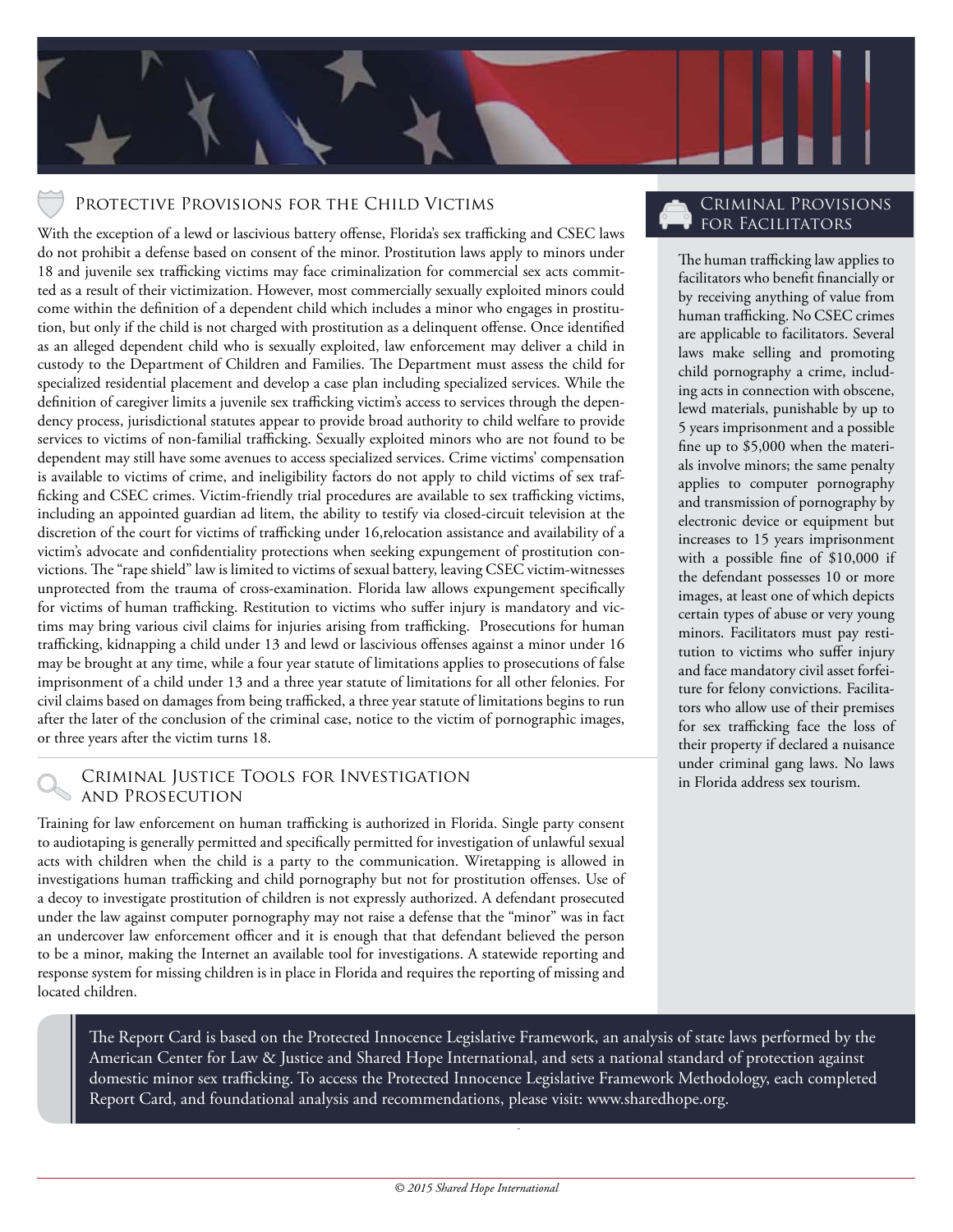## Protective Provisions for the Child Victims

With the exception of a lewd or lascivious battery offense, Florida's sex trafficking and CSEC laws do not prohibit a defense based on consent of the minor. Prostitution laws apply to minors under 18 and juvenile sex trafficking victims may face criminalization for commercial sex acts committed as a result of their victimization. However, most commercially sexually exploited minors could come within the definition of a dependent child which includes a minor who engages in prostitution, but only if the child is not charged with prostitution as a delinquent offense. Once identified as an alleged dependent child who is sexually exploited, law enforcement may deliver a child in custody to the Department of Children and Families. The Department must assess the child for specialized residential placement and develop a case plan including specialized services. While the definition of caregiver limits a juvenile sex trafficking victim's access to services through the dependency process, jurisdictional statutes appear to provide broad authority to child welfare to provide services to victims of non-familial trafficking. Sexually exploited minors who are not found to be dependent may still have some avenues to access specialized services. Crime victims' compensation is available to victims of crime, and ineligibility factors do not apply to child victims of sex trafficking and CSEC crimes. Victim-friendly trial procedures are available to sex trafficking victims, including an appointed guardian ad litem, the ability to testify via closed-circuit television at the discretion of the court for victims of trafficking under 16,relocation assistance and availability of a victim's advocate and confidentiality protections when seeking expungement of prostitution convictions. The "rape shield" law is limited to victims of sexual battery, leaving CSEC victim-witnesses unprotected from the trauma of cross-examination. Florida law allows expungement specifically for victims of human trafficking. Restitution to victims who suffer injury is mandatory and victims may bring various civil claims for injuries arising from trafficking. Prosecutions for human trafficking, kidnapping a child under 13 and lewd or lascivious offenses against a minor under 16 may be brought at any time, while a four year statute of limitations applies to prosecutions of false imprisonment of a child under 13 and a three year statute of limitations for all other felonies. For civil claims based on damages from being trafficked, a three year statute of limitations begins to run after the later of the conclusion of the criminal case, notice to the victim of pornographic images, or three years after the victim turns 18.

## Criminal Justice Tools for Investigation and Prosecution

Training for law enforcement on human trafficking is authorized in Florida. Single party consent to audiotaping is generally permitted and specifically permitted for investigation of unlawful sexual acts with children when the child is a party to the communication. Wiretapping is allowed in investigations human trafficking and child pornography but not for prostitution offenses. Use of a decoy to investigate prostitution of children is not expressly authorized. A defendant prosecuted under the law against computer pornography may not raise a defense that the "minor" was in fact an undercover law enforcement officer and it is enough that that defendant believed the person to be a minor, making the Internet an available tool for investigations. A statewide reporting and response system for missing children is in place in Florida and requires the reporting of missing and located children.

## Criminal Provisions for Facilitators

The human trafficking law applies to facilitators who benefit financially or by receiving anything of value from human trafficking. No CSEC crimes are applicable to facilitators. Several laws make selling and promoting child pornography a crime, including acts in connection with obscene, lewd materials, punishable by up to 5 years imprisonment and a possible fine up to $5,000 when the materials involve minors; the same penalty applies to computer pornography and transmission of pornography by electronic device or equipment but increases to 15 years imprisonment with a possible fine of $10,000 if the defendant possesses 10 or more images, at least one of which depicts certain types of abuse or very young minors. Facilitators must pay restitution to victims who suffer injury and face mandatory civil asset forfeiture for felony convictions. Facilitators who allow use of their premises for sex trafficking face the loss of their property if declared a nuisance under criminal gang laws. No laws in Florida address sex tourism.

The Report Card is based on the Protected Innocence Legislative Framework, an analysis of state laws performed by the American Center for Law & Justice and Shared Hope International, and sets a national standard of protection against domestic minor sex trafficking. To access the Protected Innocence Legislative Framework Methodology, each completed Report Card, and foundational analysis and recommendations, please visit: www.sharedhope.org.

*© 2015 Shared Hope International*